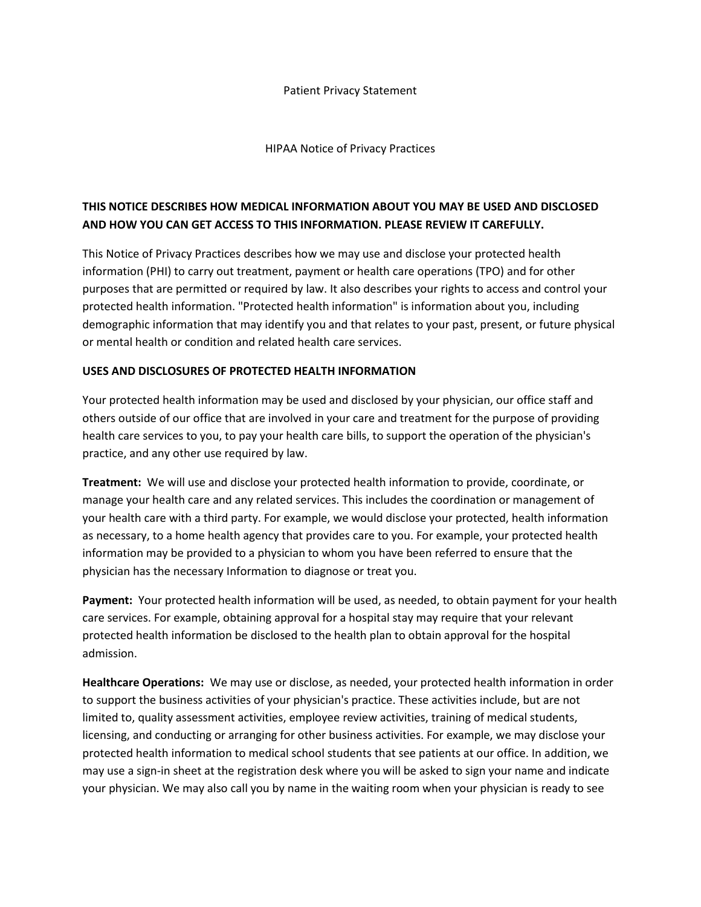Patient Privacy Statement

HIPAA Notice of Privacy Practices

**THIS NOTICE DESCRIBES HOW MEDICAL INFORMATION ABOUT YOU MAY BE USED AND DISCLOSED AND HOW YOU CAN GET ACCESS TO THIS INFORMATION. PLEASE REVIEW IT CAREFULLY.**

This Notice of Privacy Practices describes how we may use and disclose your protected health information (PHI) to carry out treatment, payment or health care operations (TPO) and for other purposes that are permitted or required by law. It also describes your rights to access and control your protected health information. "Protected health information" is information about you, including demographic information that may identify you and that relates to your past, present, or future physical or mental health or condition and related health care services.

**USES AND DISCLOSURES OF PROTECTED HEALTH INFORMATION**

Your protected health information may be used and disclosed by your physician, our office staff and others outside of our office that are involved in your care and treatment for the purpose of providing health care services to you, to pay your health care bills, to support the operation of the physician's practice, and any other use required by law.

**Treatment:** We will use and disclose your protected health information to provide, coordinate, or manage your health care and any related services. This includes the coordination or management of your health care with a third party. For example, we would disclose your protected, health information as necessary, to a home health agency that provides care to you. For example, your protected health information may be provided to a physician to whom you have been referred to ensure that the physician has the necessary Information to diagnose or treat you.

**Payment:** Your protected health information will be used, as needed, to obtain payment for your health care services. For example, obtaining approval for a hospital stay may require that your relevant protected health information be disclosed to the health plan to obtain approval for the hospital admission.

**Healthcare Operations:** We may use or disclose, as needed, your protected health information in order to support the business activities of your physician's practice. These activities include, but are not limited to, quality assessment activities, employee review activities, training of medical students, licensing, and conducting or arranging for other business activities. For example, we may disclose your protected health information to medical school students that see patients at our office. In addition, we may use a sign-in sheet at the registration desk where you will be asked to sign your name and indicate your physician. We may also call you by name in the waiting room when your physician is ready to see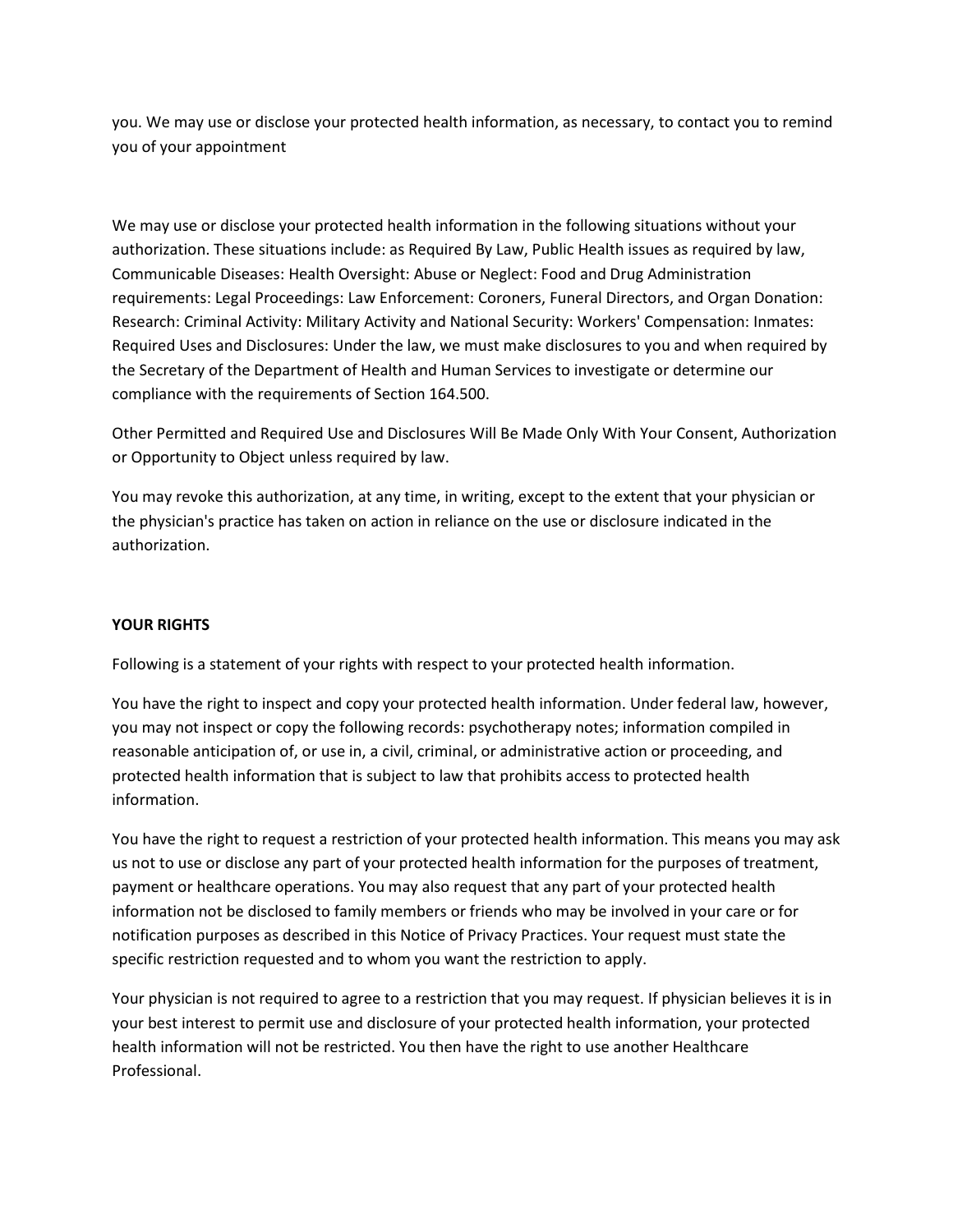you. We may use or disclose your protected health information, as necessary, to contact you to remind you of your appointment

We may use or disclose your protected health information in the following situations without your authorization. These situations include: as Required By Law, Public Health issues as required by law, Communicable Diseases: Health Oversight: Abuse or Neglect: Food and Drug Administration requirements: Legal Proceedings: Law Enforcement: Coroners, Funeral Directors, and Organ Donation: Research: Criminal Activity: Military Activity and National Security: Workers' Compensation: Inmates: Required Uses and Disclosures: Under the law, we must make disclosures to you and when required by the Secretary of the Department of Health and Human Services to investigate or determine our compliance with the requirements of Section 164.500.

Other Permitted and Required Use and Disclosures Will Be Made Only With Your Consent, Authorization or Opportunity to Object unless required by law.

You may revoke this authorization, at any time, in writing, except to the extent that your physician or the physician's practice has taken on action in reliance on the use or disclosure indicated in the authorization.

**YOUR RIGHTS**

Following is a statement of your rights with respect to your protected health information.

You have the right to inspect and copy your protected health information. Under federal law, however, you may not inspect or copy the following records: psychotherapy notes; information compiled in reasonable anticipation of, or use in, a civil, criminal, or administrative action or proceeding, and protected health information that is subject to law that prohibits access to protected health information.

You have the right to request a restriction of your protected health information. This means you may ask us not to use or disclose any part of your protected health information for the purposes of treatment, payment or healthcare operations. You may also request that any part of your protected health information not be disclosed to family members or friends who may be involved in your care or for notification purposes as described in this Notice of Privacy Practices. Your request must state the specific restriction requested and to whom you want the restriction to apply.

Your physician is not required to agree to a restriction that you may request. If physician believes it is in your best interest to permit use and disclosure of your protected health information, your protected health information will not be restricted. You then have the right to use another Healthcare Professional.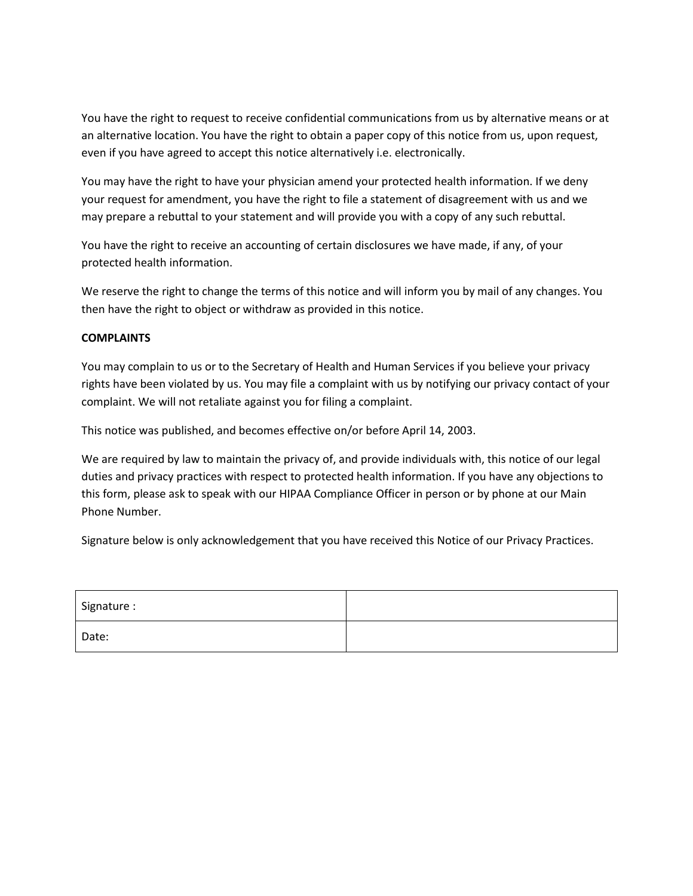You have the right to request to receive confidential communications from us by alternative means or at an alternative location. You have the right to obtain a paper copy of this notice from us, upon request, even if you have agreed to accept this notice alternatively i.e. electronically.

You may have the right to have your physician amend your protected health information. If we deny your request for amendment, you have the right to file a statement of disagreement with us and we may prepare a rebuttal to your statement and will provide you with a copy of any such rebuttal.

You have the right to receive an accounting of certain disclosures we have made, if any, of your protected health information.

We reserve the right to change the terms of this notice and will inform you by mail of any changes. You then have the right to object or withdraw as provided in this notice.

**COMPLAINTS**

You may complain to us or to the Secretary of Health and Human Services if you believe your privacy rights have been violated by us. You may file a complaint with us by notifying our privacy contact of your complaint. We will not retaliate against you for filing a complaint.

This notice was published, and becomes effective on/or before April 14, 2003.

We are required by law to maintain the privacy of, and provide individuals with, this notice of our legal duties and privacy practices with respect to protected health information. If you have any objections to this form, please ask to speak with our HIPAA Compliance Officer in person or by phone at our Main Phone Number.

Signature below is only acknowledgement that you have received this Notice of our Privacy Practices.

| | |
|---|---|
| Signature : | |
| Date: | |